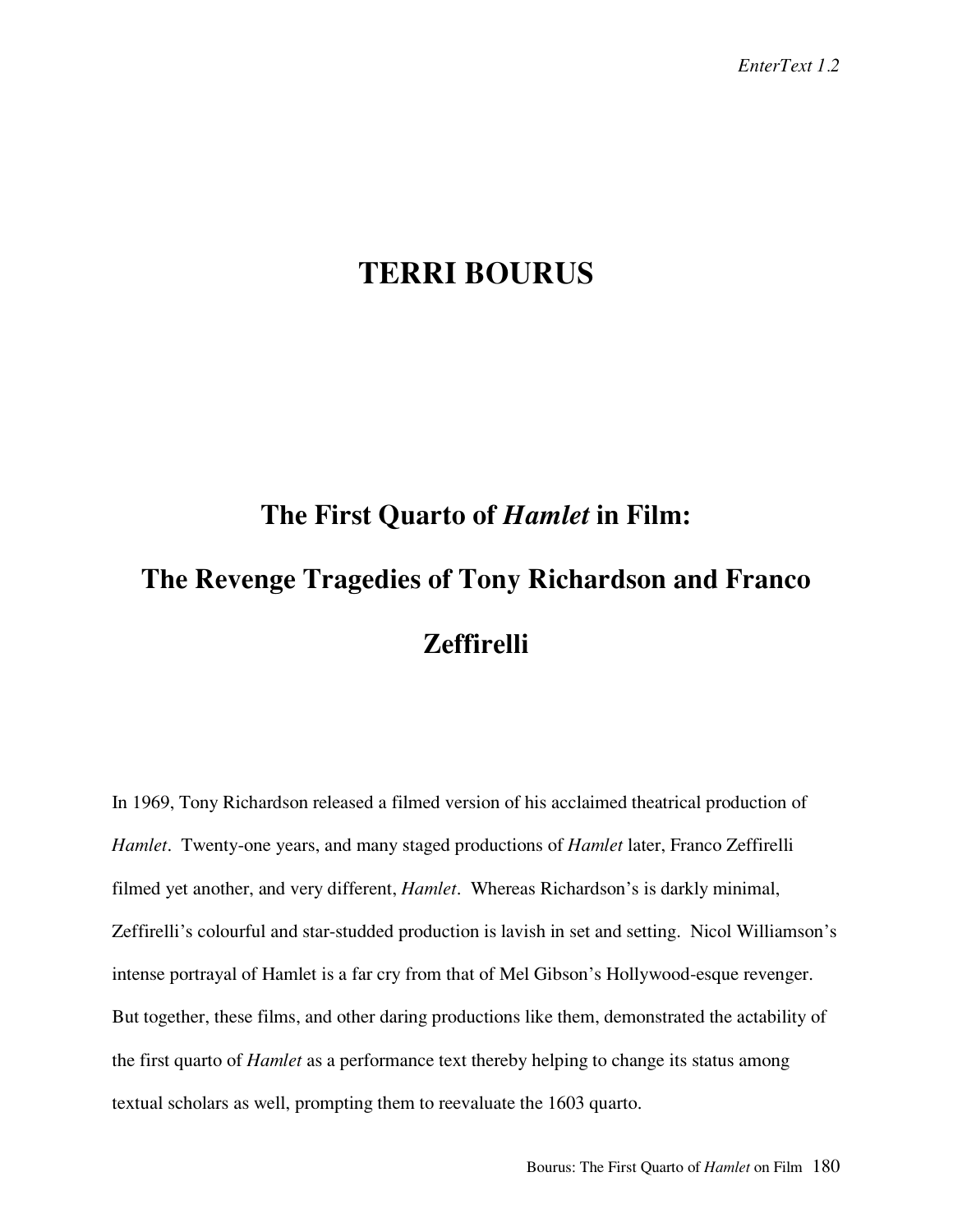# TERRI BOURUS

## The First Quarto of *Hamlet* in Film: The Revenge Tragedies of Tony Richardson and Franco Zeffirelli

In 1969, Tony Richardson released a filmed version of his acclaimed theatrical production of *Hamlet*. Twenty-one years, and many staged productions of *Hamlet* later, Franco Zeffirelli filmed yet another, and very different, *Hamlet*. Whereas Richardson's is darkly minimal, Zeffirelli's colourful and star-studded production is lavish in set and setting. Nicol Williamson's intense portrayal of Hamlet is a far cry from that of Mel Gibson's Hollywood-esque revenger. But together, these films, and other daring productions like them, demonstrated the actability of the first quarto of *Hamlet* as a performance text thereby helping to change its status among textual scholars as well, prompting them to reevaluate the 1603 quarto.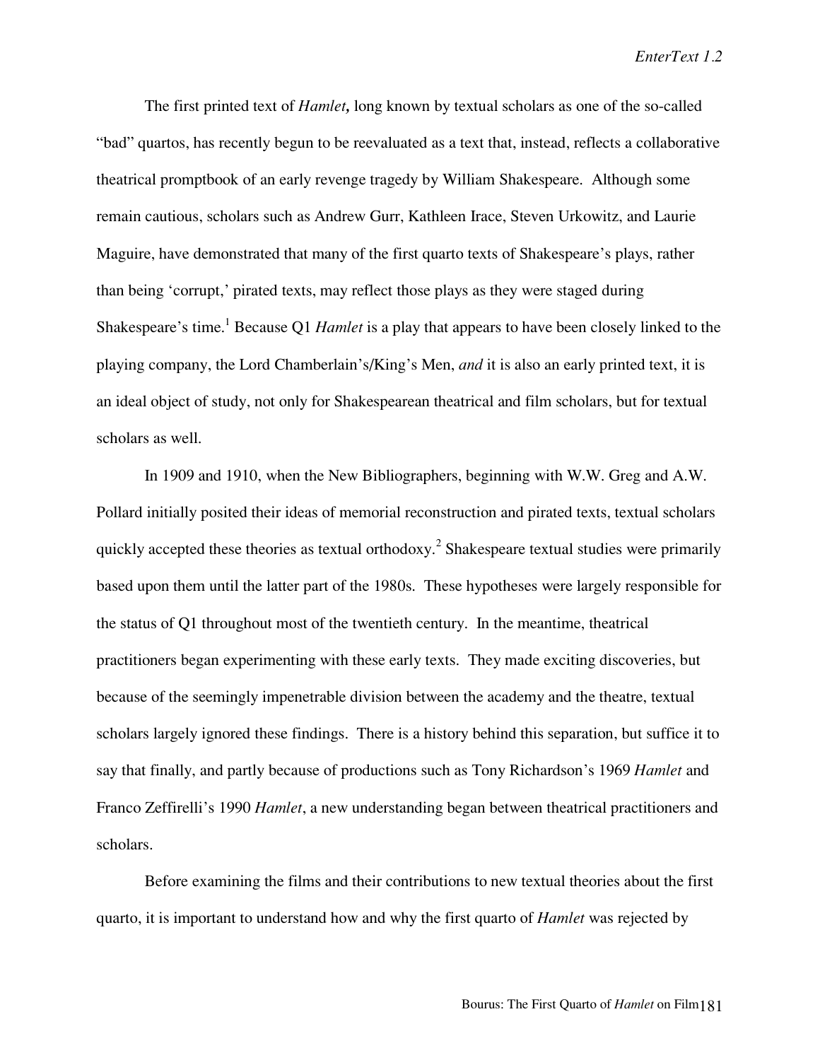The first printed text of *Hamlet,* long known by textual scholars as one of the so-called "bad" quartos, has recently begun to be reevaluated as a text that, instead, reflects a collaborative theatrical promptbook of an early revenge tragedy by William Shakespeare. Although some remain cautious, scholars such as Andrew Gurr, Kathleen Irace, Steven Urkowitz, and Laurie Maguire, have demonstrated that many of the first quarto texts of Shakespeare's plays, rather than being 'corrupt,' pirated texts, may reflect those plays as they were staged during Shakespeare's time.[1] Because Q1 *Hamlet* is a play that appears to have been closely linked to the playing company, the Lord Chamberlain's/King's Men, *and* it is also an early printed text, it is an ideal object of study, not only for Shakespearean theatrical and film scholars, but for textual scholars as well.

In 1909 and 1910, when the New Bibliographers, beginning with W.W. Greg and A.W. Pollard initially posited their ideas of memorial reconstruction and pirated texts, textual scholars quickly accepted these theories as textual orthodoxy.[2] Shakespeare textual studies were primarily based upon them until the latter part of the 1980s. These hypotheses were largely responsible for the status of Q1 throughout most of the twentieth century. In the meantime, theatrical practitioners began experimenting with these early texts. They made exciting discoveries, but because of the seemingly impenetrable division between the academy and the theatre, textual scholars largely ignored these findings. There is a history behind this separation, but suffice it to say that finally, and partly because of productions such as Tony Richardson's 1969 *Hamlet* and Franco Zeffirelli's 1990 *Hamlet*, a new understanding began between theatrical practitioners and scholars.

Before examining the films and their contributions to new textual theories about the first quarto, it is important to understand how and why the first quarto of *Hamlet* was rejected by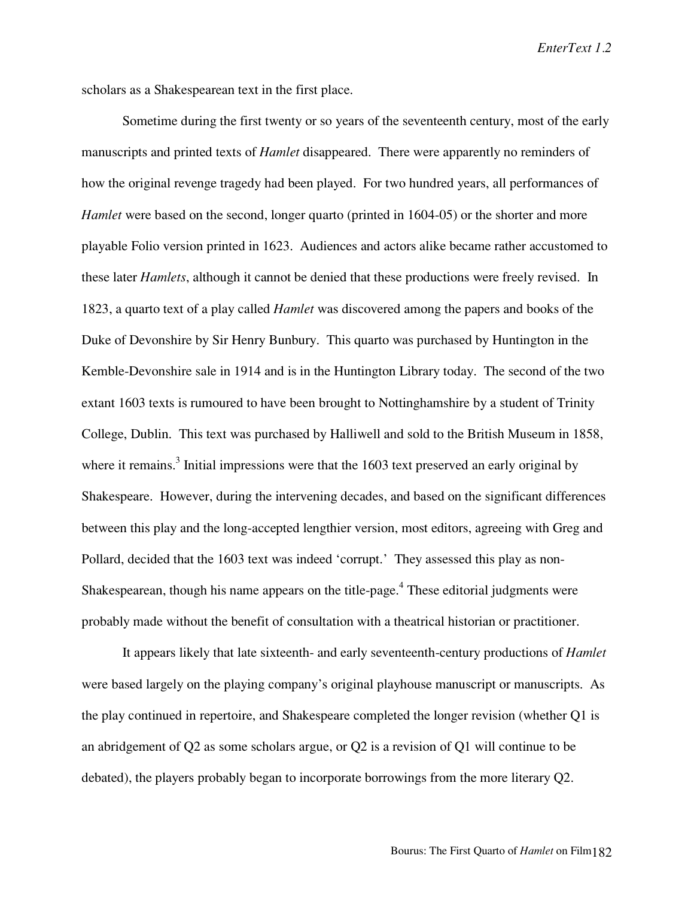scholars as a Shakespearean text in the first place.

Sometime during the first twenty or so years of the seventeenth century, most of the early manuscripts and printed texts of *Hamlet* disappeared. There were apparently no reminders of how the original revenge tragedy had been played. For two hundred years, all performances of *Hamlet* were based on the second, longer quarto (printed in 1604-05) or the shorter and more playable Folio version printed in 1623. Audiences and actors alike became rather accustomed to these later *Hamlets*, although it cannot be denied that these productions were freely revised. In 1823, a quarto text of a play called *Hamlet* was discovered among the papers and books of the Duke of Devonshire by Sir Henry Bunbury. This quarto was purchased by Huntington in the Kemble-Devonshire sale in 1914 and is in the Huntington Library today. The second of the two extant 1603 texts is rumoured to have been brought to Nottinghamshire by a student of Trinity College, Dublin. This text was purchased by Halliwell and sold to the British Museum in 1858, where it remains.[3] Initial impressions were that the 1603 text preserved an early original by Shakespeare. However, during the intervening decades, and based on the significant differences between this play and the long-accepted lengthier version, most editors, agreeing with Greg and Pollard, decided that the 1603 text was indeed 'corrupt.' They assessed this play as non-Shakespearean, though his name appears on the title-page.[4] These editorial judgments were probably made without the benefit of consultation with a theatrical historian or practitioner.

It appears likely that late sixteenth- and early seventeenth-century productions of *Hamlet* were based largely on the playing company's original playhouse manuscript or manuscripts. As the play continued in repertoire, and Shakespeare completed the longer revision (whether Q1 is an abridgement of Q2 as some scholars argue, or Q2 is a revision of Q1 will continue to be debated), the players probably began to incorporate borrowings from the more literary Q2.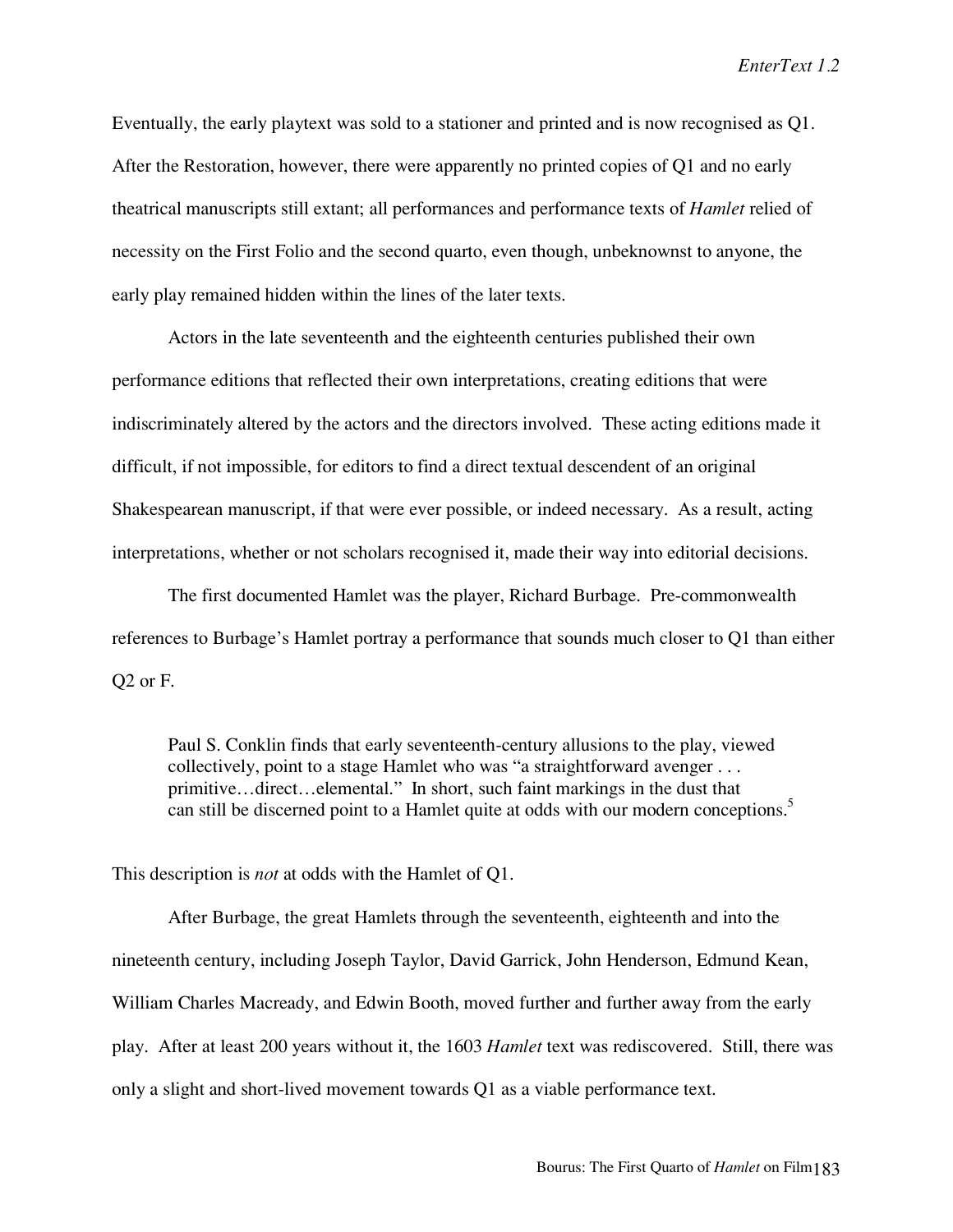Eventually, the early playtext was sold to a stationer and printed and is now recognised as Q1. After the Restoration, however, there were apparently no printed copies of Q1 and no early theatrical manuscripts still extant; all performances and performance texts of *Hamlet* relied of necessity on the First Folio and the second quarto, even though, unbeknownst to anyone, the early play remained hidden within the lines of the later texts.

Actors in the late seventeenth and the eighteenth centuries published their own performance editions that reflected their own interpretations, creating editions that were indiscriminately altered by the actors and the directors involved. These acting editions made it difficult, if not impossible, for editors to find a direct textual descendent of an original Shakespearean manuscript, if that were ever possible, or indeed necessary. As a result, acting interpretations, whether or not scholars recognised it, made their way into editorial decisions.

The first documented Hamlet was the player, Richard Burbage. Pre-commonwealth references to Burbage's Hamlet portray a performance that sounds much closer to Q1 than either Q2 or F.

> Paul S. Conklin finds that early seventeenth-century allusions to the play, viewed collectively, point to a stage Hamlet who was "a straightforward avenger . . . primitive…direct…elemental." In short, such faint markings in the dust that can still be discerned point to a Hamlet quite at odds with our modern conceptions.[5]

This description is *not* at odds with the Hamlet of Q1.

After Burbage, the great Hamlets through the seventeenth, eighteenth and into the nineteenth century, including Joseph Taylor, David Garrick, John Henderson, Edmund Kean, William Charles Macready, and Edwin Booth, moved further and further away from the early play. After at least 200 years without it, the 1603 *Hamlet* text was rediscovered. Still, there was only a slight and short-lived movement towards Q1 as a viable performance text.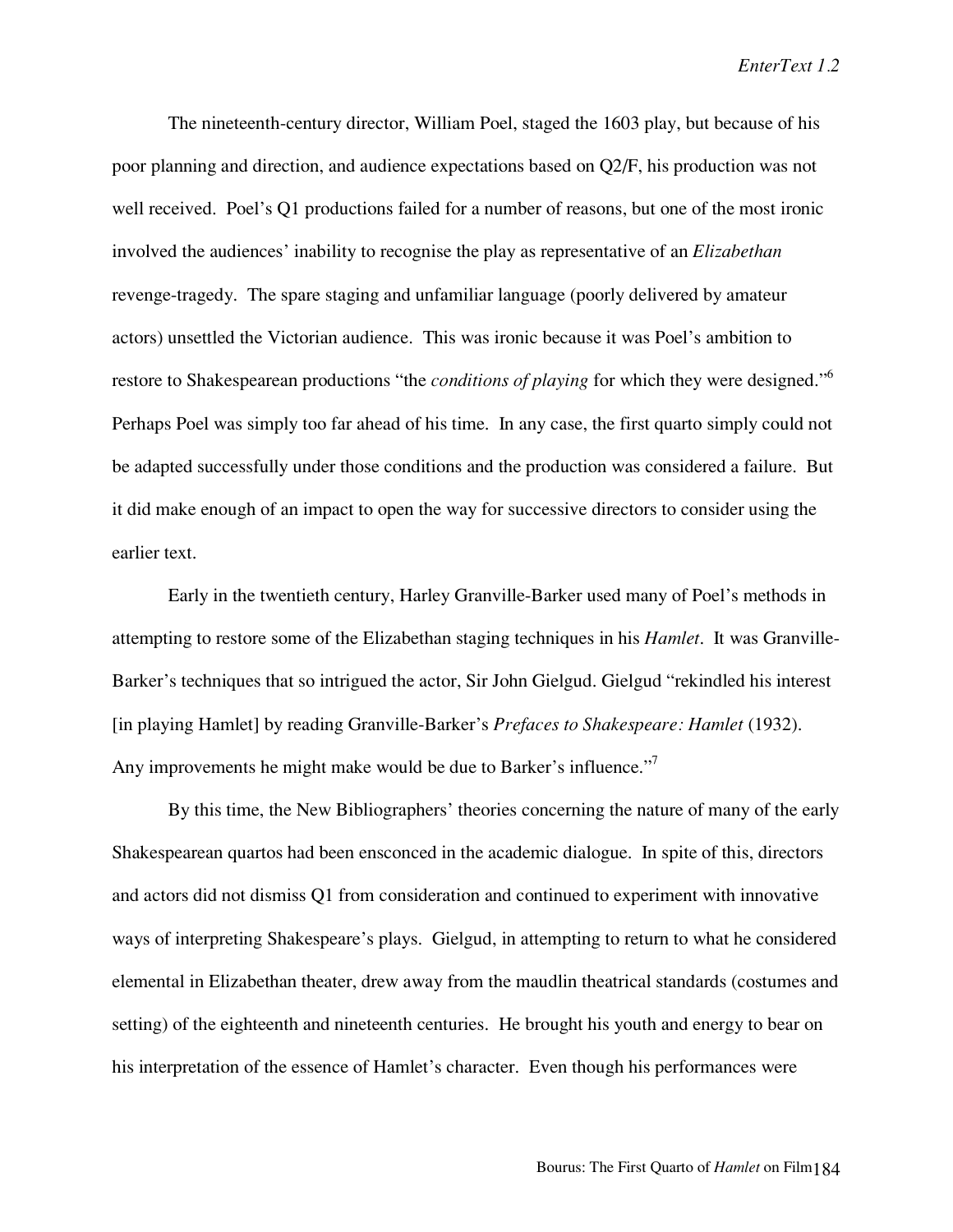The nineteenth-century director, William Poel, staged the 1603 play, but because of his poor planning and direction, and audience expectations based on Q2/F, his production was not well received. Poel's Q1 productions failed for a number of reasons, but one of the most ironic involved the audiences' inability to recognise the play as representative of an *Elizabethan* revenge-tragedy. The spare staging and unfamiliar language (poorly delivered by amateur actors) unsettled the Victorian audience. This was ironic because it was Poel's ambition to restore to Shakespearean productions "the *conditions of playing* for which they were designed."[6] Perhaps Poel was simply too far ahead of his time. In any case, the first quarto simply could not be adapted successfully under those conditions and the production was considered a failure. But it did make enough of an impact to open the way for successive directors to consider using the earlier text.

Early in the twentieth century, Harley Granville-Barker used many of Poel's methods in attempting to restore some of the Elizabethan staging techniques in his *Hamlet*. It was Granville-Barker's techniques that so intrigued the actor, Sir John Gielgud. Gielgud "rekindled his interest [in playing Hamlet] by reading Granville-Barker's *Prefaces to Shakespeare: Hamlet* (1932). Any improvements he might make would be due to Barker's influence."[7]

By this time, the New Bibliographers' theories concerning the nature of many of the early Shakespearean quartos had been ensconced in the academic dialogue. In spite of this, directors and actors did not dismiss Q1 from consideration and continued to experiment with innovative ways of interpreting Shakespeare's plays. Gielgud, in attempting to return to what he considered elemental in Elizabethan theater, drew away from the maudlin theatrical standards (costumes and setting) of the eighteenth and nineteenth centuries. He brought his youth and energy to bear on his interpretation of the essence of Hamlet's character. Even though his performances were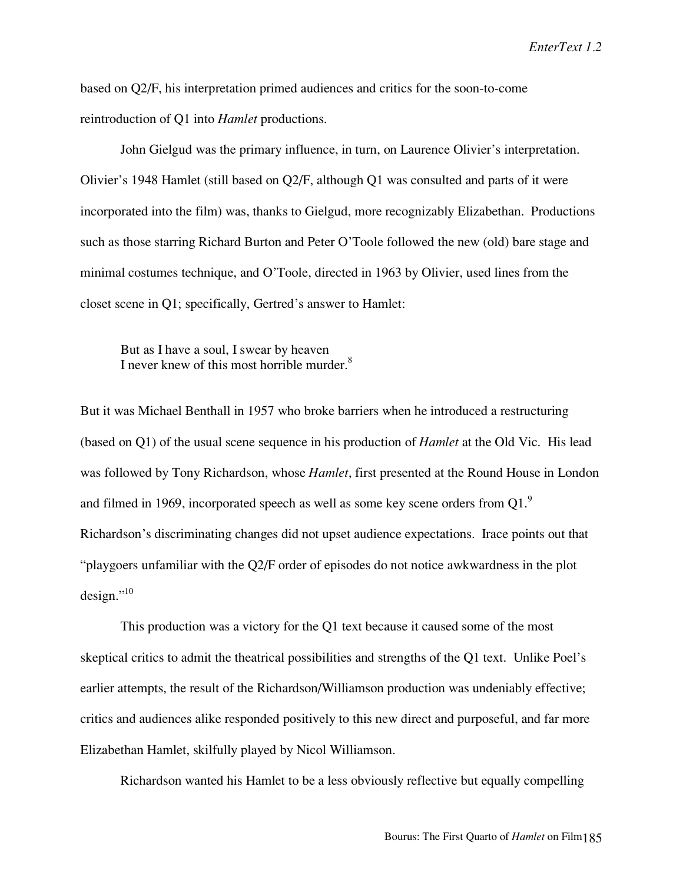based on Q2/F, his interpretation primed audiences and critics for the soon-to-come reintroduction of Q1 into *Hamlet* productions.

John Gielgud was the primary influence, in turn, on Laurence Olivier's interpretation. Olivier's 1948 Hamlet (still based on Q2/F, although Q1 was consulted and parts of it were incorporated into the film) was, thanks to Gielgud, more recognizably Elizabethan. Productions such as those starring Richard Burton and Peter O'Toole followed the new (old) bare stage and minimal costumes technique, and O'Toole, directed in 1963 by Olivier, used lines from the closet scene in Q1; specifically, Gertred's answer to Hamlet:

> But as I have a soul, I swear by heaven
> I never knew of this most horrible murder.[8]

But it was Michael Benthall in 1957 who broke barriers when he introduced a restructuring (based on Q1) of the usual scene sequence in his production of *Hamlet* at the Old Vic. His lead was followed by Tony Richardson, whose *Hamlet*, first presented at the Round House in London and filmed in 1969, incorporated speech as well as some key scene orders from Q1.[9] Richardson's discriminating changes did not upset audience expectations. Irace points out that "playgoers unfamiliar with the Q2/F order of episodes do not notice awkwardness in the plot design."[10]

This production was a victory for the Q1 text because it caused some of the most skeptical critics to admit the theatrical possibilities and strengths of the Q1 text. Unlike Poel's earlier attempts, the result of the Richardson/Williamson production was undeniably effective; critics and audiences alike responded positively to this new direct and purposeful, and far more Elizabethan Hamlet, skilfully played by Nicol Williamson.

Richardson wanted his Hamlet to be a less obviously reflective but equally compelling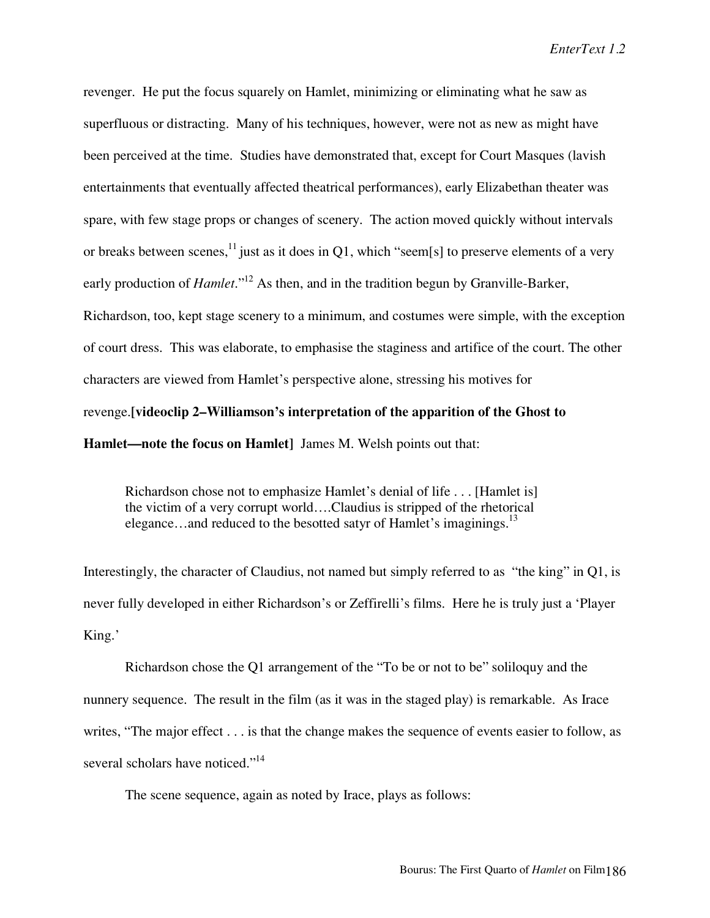revenger. He put the focus squarely on Hamlet, minimizing or eliminating what he saw as superfluous or distracting. Many of his techniques, however, were not as new as might have been perceived at the time. Studies have demonstrated that, except for Court Masques (lavish entertainments that eventually affected theatrical performances), early Elizabethan theater was spare, with few stage props or changes of scenery. The action moved quickly without intervals or breaks between scenes,[11] just as it does in Q1, which "seem[s] to preserve elements of a very early production of *Hamlet*."[12] As then, and in the tradition begun by Granville-Barker, Richardson, too, kept stage scenery to a minimum, and costumes were simple, with the exception of court dress. This was elaborate, to emphasise the staginess and artifice of the court. The other characters are viewed from Hamlet's perspective alone, stressing his motives for revenge.**[videoclip 2–Williamson's interpretation of the apparition of the Ghost to Hamlet—note the focus on Hamlet]** James M. Welsh points out that:

> Richardson chose not to emphasize Hamlet's denial of life . . . [Hamlet is] the victim of a very corrupt world….Claudius is stripped of the rhetorical elegance…and reduced to the besotted satyr of Hamlet's imaginings.[13]

Interestingly, the character of Claudius, not named but simply referred to as "the king" in Q1, is never fully developed in either Richardson's or Zeffirelli's films. Here he is truly just a 'Player King.'

Richardson chose the Q1 arrangement of the "To be or not to be" soliloquy and the nunnery sequence. The result in the film (as it was in the staged play) is remarkable. As Irace writes, "The major effect . . . is that the change makes the sequence of events easier to follow, as several scholars have noticed."[14]

The scene sequence, again as noted by Irace, plays as follows: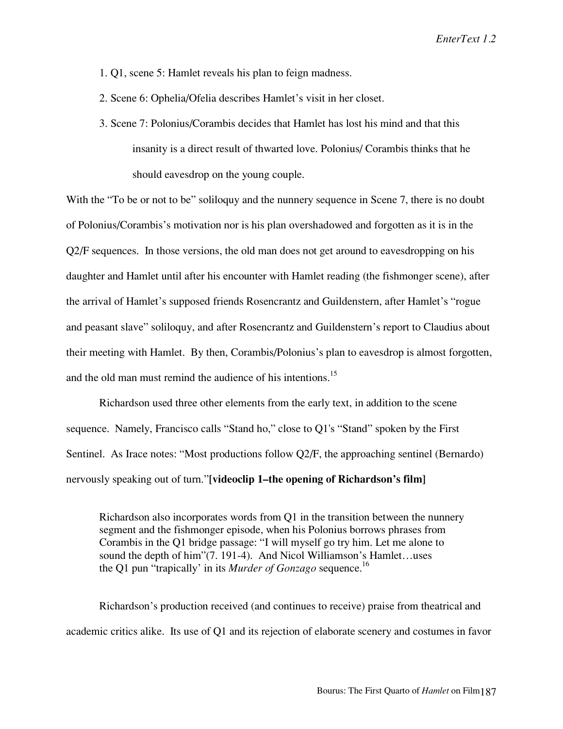1. Q1, scene 5: Hamlet reveals his plan to feign madness.

2. Scene 6: Ophelia/Ofelia describes Hamlet's visit in her closet.

3. Scene 7: Polonius/Corambis decides that Hamlet has lost his mind and that this insanity is a direct result of thwarted love. Polonius/ Corambis thinks that he should eavesdrop on the young couple.

With the "To be or not to be" soliloquy and the nunnery sequence in Scene 7, there is no doubt of Polonius/Corambis's motivation nor is his plan overshadowed and forgotten as it is in the Q2/F sequences. In those versions, the old man does not get around to eavesdropping on his daughter and Hamlet until after his encounter with Hamlet reading (the fishmonger scene), after the arrival of Hamlet's supposed friends Rosencrantz and Guildenstern, after Hamlet's "rogue and peasant slave" soliloquy, and after Rosencrantz and Guildenstern's report to Claudius about their meeting with Hamlet. By then, Corambis/Polonius's plan to eavesdrop is almost forgotten, and the old man must remind the audience of his intentions.[15]

Richardson used three other elements from the early text, in addition to the scene sequence. Namely, Francisco calls "Stand ho," close to Q1's "Stand" spoken by the First Sentinel. As Irace notes: "Most productions follow Q2/F, the approaching sentinel (Bernardo) nervously speaking out of turn."**[videoclip 1–the opening of Richardson's film]**

> Richardson also incorporates words from Q1 in the transition between the nunnery segment and the fishmonger episode, when his Polonius borrows phrases from Corambis in the Q1 bridge passage: "I will myself go try him. Let me alone to sound the depth of him"(7. 191-4). And Nicol Williamson's Hamlet…uses the Q1 pun "trapically' in its *Murder of Gonzago* sequence.[16]

Richardson's production received (and continues to receive) praise from theatrical and academic critics alike. Its use of Q1 and its rejection of elaborate scenery and costumes in favor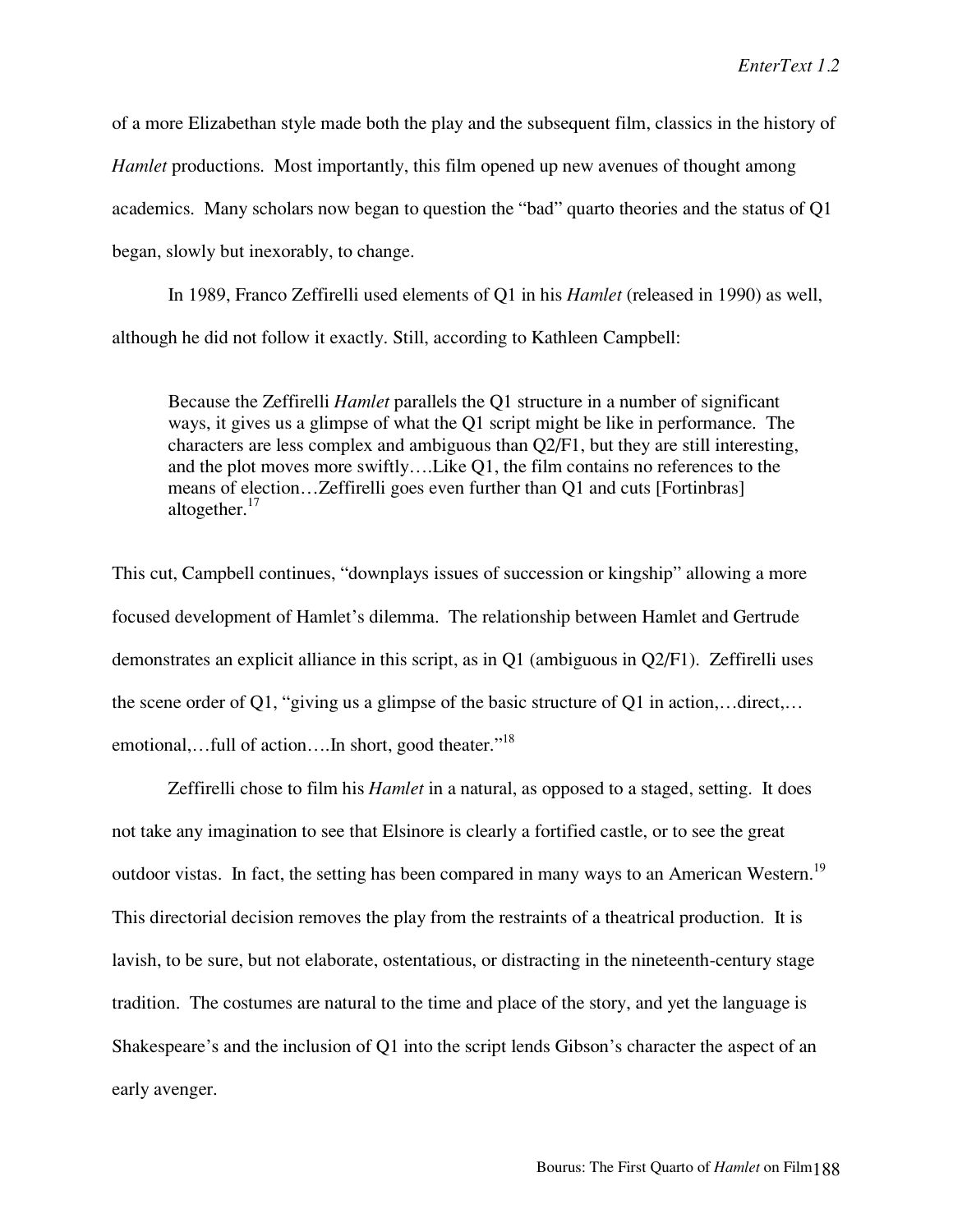of a more Elizabethan style made both the play and the subsequent film, classics in the history of *Hamlet* productions. Most importantly, this film opened up new avenues of thought among academics. Many scholars now began to question the "bad" quarto theories and the status of Q1 began, slowly but inexorably, to change.

In 1989, Franco Zeffirelli used elements of Q1 in his *Hamlet* (released in 1990) as well, although he did not follow it exactly. Still, according to Kathleen Campbell:

> Because the Zeffirelli *Hamlet* parallels the Q1 structure in a number of significant ways, it gives us a glimpse of what the Q1 script might be like in performance. The characters are less complex and ambiguous than Q2/F1, but they are still interesting, and the plot moves more swiftly….Like Q1, the film contains no references to the means of election…Zeffirelli goes even further than Q1 and cuts [Fortinbras] altogether.[17]

This cut, Campbell continues, "downplays issues of succession or kingship" allowing a more focused development of Hamlet's dilemma. The relationship between Hamlet and Gertrude demonstrates an explicit alliance in this script, as in Q1 (ambiguous in Q2/F1). Zeffirelli uses the scene order of Q1, "giving us a glimpse of the basic structure of Q1 in action,…direct,…emotional,…full of action….In short, good theater."[18]

Zeffirelli chose to film his *Hamlet* in a natural, as opposed to a staged, setting. It does not take any imagination to see that Elsinore is clearly a fortified castle, or to see the great outdoor vistas. In fact, the setting has been compared in many ways to an American Western.[19] This directorial decision removes the play from the restraints of a theatrical production. It is lavish, to be sure, but not elaborate, ostentatious, or distracting in the nineteenth-century stage tradition. The costumes are natural to the time and place of the story, and yet the language is Shakespeare's and the inclusion of Q1 into the script lends Gibson's character the aspect of an early avenger.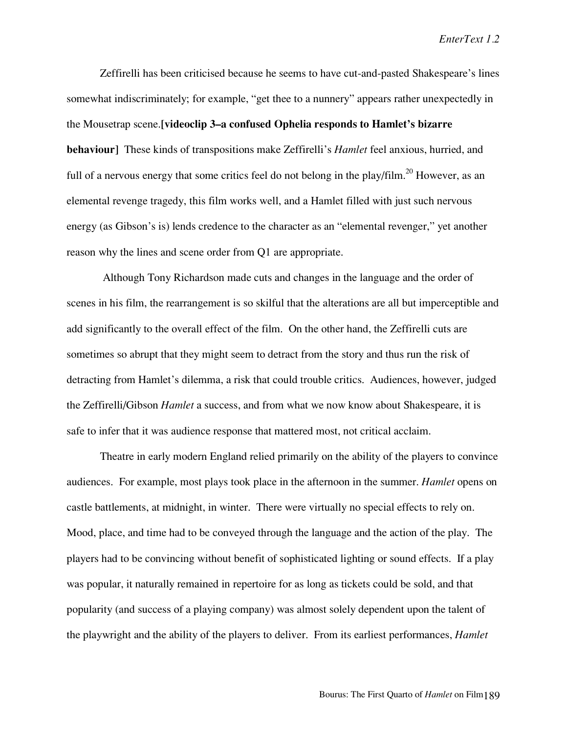Zeffirelli has been criticised because he seems to have cut-and-pasted Shakespeare's lines somewhat indiscriminately; for example, "get thee to a nunnery" appears rather unexpectedly in the Mousetrap scene.**[videoclip 3–a confused Ophelia responds to Hamlet's bizarre behaviour]** These kinds of transpositions make Zeffirelli's *Hamlet* feel anxious, hurried, and full of a nervous energy that some critics feel do not belong in the play/film.[20] However, as an elemental revenge tragedy, this film works well, and a Hamlet filled with just such nervous energy (as Gibson's is) lends credence to the character as an "elemental revenger," yet another reason why the lines and scene order from Q1 are appropriate.

Although Tony Richardson made cuts and changes in the language and the order of scenes in his film, the rearrangement is so skilful that the alterations are all but imperceptible and add significantly to the overall effect of the film. On the other hand, the Zeffirelli cuts are sometimes so abrupt that they might seem to detract from the story and thus run the risk of detracting from Hamlet's dilemma, a risk that could trouble critics. Audiences, however, judged the Zeffirelli/Gibson *Hamlet* a success, and from what we now know about Shakespeare, it is safe to infer that it was audience response that mattered most, not critical acclaim.

Theatre in early modern England relied primarily on the ability of the players to convince audiences. For example, most plays took place in the afternoon in the summer. *Hamlet* opens on castle battlements, at midnight, in winter. There were virtually no special effects to rely on. Mood, place, and time had to be conveyed through the language and the action of the play. The players had to be convincing without benefit of sophisticated lighting or sound effects. If a play was popular, it naturally remained in repertoire for as long as tickets could be sold, and that popularity (and success of a playing company) was almost solely dependent upon the talent of the playwright and the ability of the players to deliver. From its earliest performances, *Hamlet*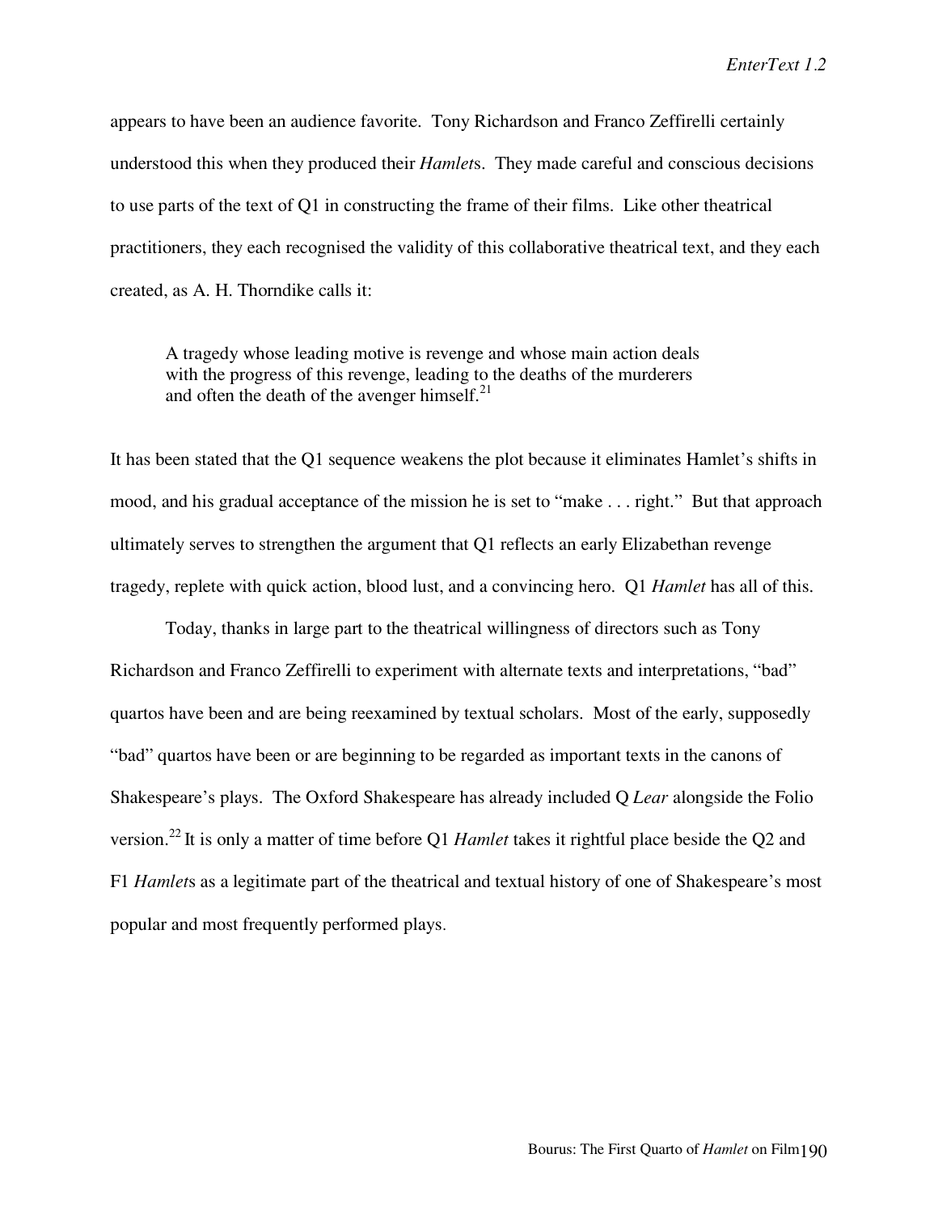appears to have been an audience favorite. Tony Richardson and Franco Zeffirelli certainly understood this when they produced their *Hamlet*s. They made careful and conscious decisions to use parts of the text of Q1 in constructing the frame of their films. Like other theatrical practitioners, they each recognised the validity of this collaborative theatrical text, and they each created, as A. H. Thorndike calls it:

> A tragedy whose leading motive is revenge and whose main action deals with the progress of this revenge, leading to the deaths of the murderers and often the death of the avenger himself.[21]

It has been stated that the Q1 sequence weakens the plot because it eliminates Hamlet's shifts in mood, and his gradual acceptance of the mission he is set to "make . . . right." But that approach ultimately serves to strengthen the argument that Q1 reflects an early Elizabethan revenge tragedy, replete with quick action, blood lust, and a convincing hero. Q1 *Hamlet* has all of this.

Today, thanks in large part to the theatrical willingness of directors such as Tony Richardson and Franco Zeffirelli to experiment with alternate texts and interpretations, "bad" quartos have been and are being reexamined by textual scholars. Most of the early, supposedly "bad" quartos have been or are beginning to be regarded as important texts in the canons of Shakespeare's plays. The Oxford Shakespeare has already included Q *Lear* alongside the Folio version.[22] It is only a matter of time before Q1 *Hamlet* takes it rightful place beside the Q2 and F1 *Hamlet*s as a legitimate part of the theatrical and textual history of one of Shakespeare's most popular and most frequently performed plays.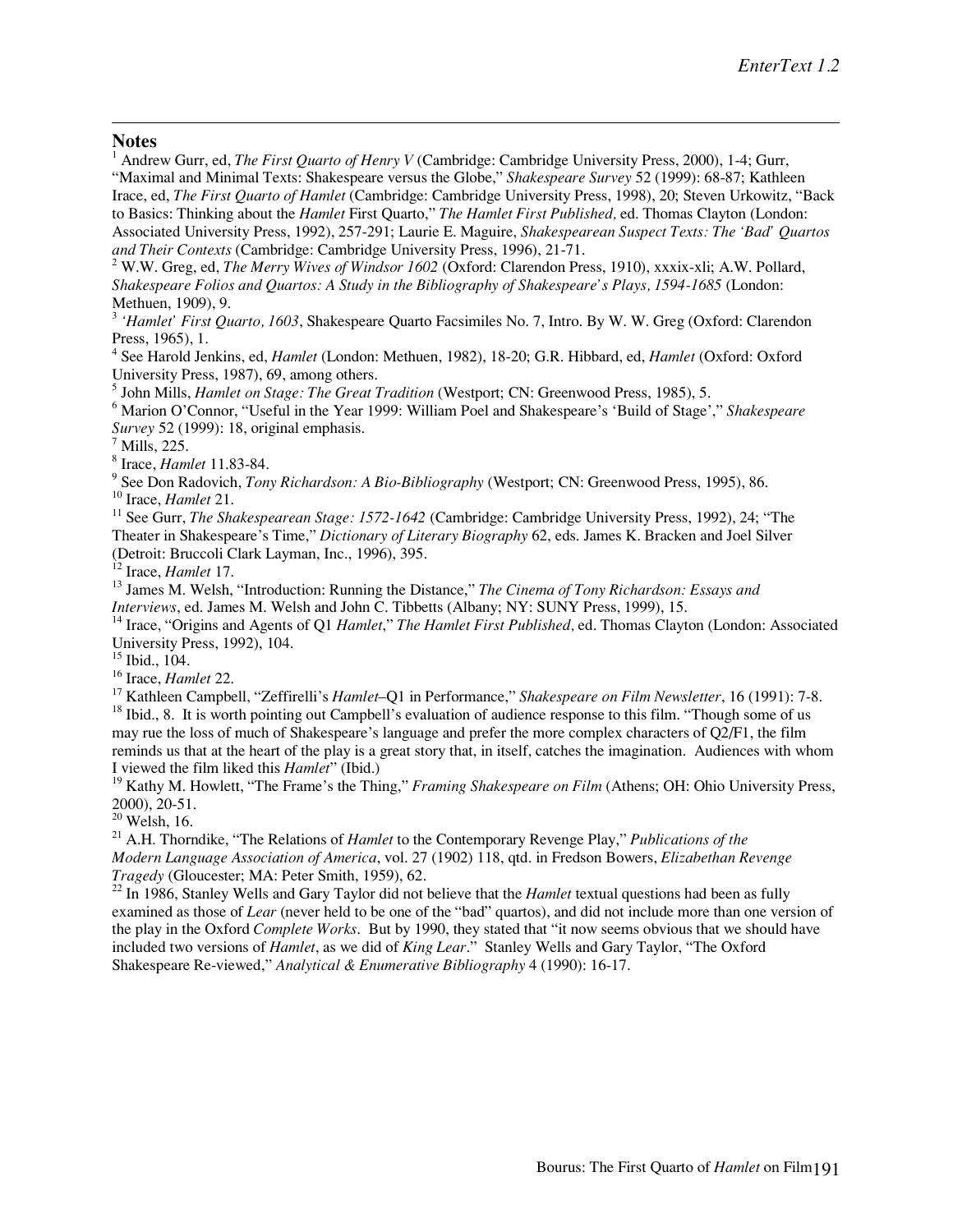## Notes

[1] Andrew Gurr, ed, *The First Quarto of Henry V* (Cambridge: Cambridge University Press, 2000), 1-4; Gurr, "Maximal and Minimal Texts: Shakespeare versus the Globe," *Shakespeare Survey* 52 (1999): 68-87; Kathleen Irace, ed, *The First Quarto of Hamlet* (Cambridge: Cambridge University Press, 1998), 20; Steven Urkowitz, "Back to Basics: Thinking about the *Hamlet* First Quarto," *The Hamlet First Published,* ed. Thomas Clayton (London: Associated University Press, 1992), 257-291; Laurie E. Maguire, *Shakespearean Suspect Texts: The 'Bad' Quartos and Their Contexts* (Cambridge: Cambridge University Press, 1996), 21-71.

[2] W.W. Greg, ed, *The Merry Wives of Windsor 1602* (Oxford: Clarendon Press, 1910), xxxix-xli; A.W. Pollard, *Shakespeare Folios and Quartos: A Study in the Bibliography of Shakespeare's Plays, 1594-1685* (London: Methuen, 1909), 9.

[3] *'Hamlet' First Quarto, 1603*, Shakespeare Quarto Facsimiles No. 7, Intro. By W. W. Greg (Oxford: Clarendon Press, 1965), 1.

[4] See Harold Jenkins, ed, *Hamlet* (London: Methuen, 1982), 18-20; G.R. Hibbard, ed, *Hamlet* (Oxford: Oxford University Press, 1987), 69, among others.

[5] John Mills, *Hamlet on Stage: The Great Tradition* (Westport; CN: Greenwood Press, 1985), 5.

[6] Marion O'Connor, "Useful in the Year 1999: William Poel and Shakespeare's 'Build of Stage'," *Shakespeare Survey* 52 (1999): 18, original emphasis.

[7] Mills, 225.

[8] Irace, *Hamlet* 11.83-84.

[9] See Don Radovich, *Tony Richardson: A Bio-Bibliography* (Westport; CN: Greenwood Press, 1995), 86.

[10] Irace, *Hamlet* 21.

[11] See Gurr, *The Shakespearean Stage: 1572-1642* (Cambridge: Cambridge University Press, 1992), 24; "The Theater in Shakespeare's Time," *Dictionary of Literary Biography* 62, eds. James K. Bracken and Joel Silver (Detroit: Bruccoli Clark Layman, Inc., 1996), 395.

[12] Irace, *Hamlet* 17.

[13] James M. Welsh, "Introduction: Running the Distance," *The Cinema of Tony Richardson: Essays and Interviews*, ed. James M. Welsh and John C. Tibbetts (Albany; NY: SUNY Press, 1999), 15.

[14] Irace, "Origins and Agents of Q1 *Hamlet*," *The Hamlet First Published,* ed. Thomas Clayton (London: Associated University Press, 1992), 104.

[15] Ibid., 104.

[16] Irace, *Hamlet* 22.

[17] Kathleen Campbell, "Zeffirelli's *Hamlet*–Q1 in Performance," *Shakespeare on Film Newsletter*, 16 (1991): 7-8.

[18] Ibid., 8. It is worth pointing out Campbell's evaluation of audience response to this film. "Though some of us may rue the loss of much of Shakespeare's language and prefer the more complex characters of Q2/F1, the film reminds us that at the heart of the play is a great story that, in itself, catches the imagination. Audiences with whom I viewed the film liked this *Hamlet*" (Ibid.)

[19] Kathy M. Howlett, "The Frame's the Thing," *Framing Shakespeare on Film* (Athens; OH: Ohio University Press, 2000), 20-51.

[20] Welsh, 16.

[21] A.H. Thorndike, "The Relations of *Hamlet* to the Contemporary Revenge Play," *Publications of the Modern Language Association of America*, vol. 27 (1902) 118, qtd. in Fredson Bowers, *Elizabethan Revenge Tragedy* (Gloucester; MA: Peter Smith, 1959), 62.

[22] In 1986, Stanley Wells and Gary Taylor did not believe that the *Hamlet* textual questions had been as fully examined as those of *Lear* (never held to be one of the "bad" quartos), and did not include more than one version of the play in the Oxford *Complete Works*. But by 1990, they stated that "it now seems obvious that we should have included two versions of *Hamlet*, as we did of *King Lear*." Stanley Wells and Gary Taylor, "The Oxford Shakespeare Re-viewed," *Analytical & Enumerative Bibliography* 4 (1990): 16-17.